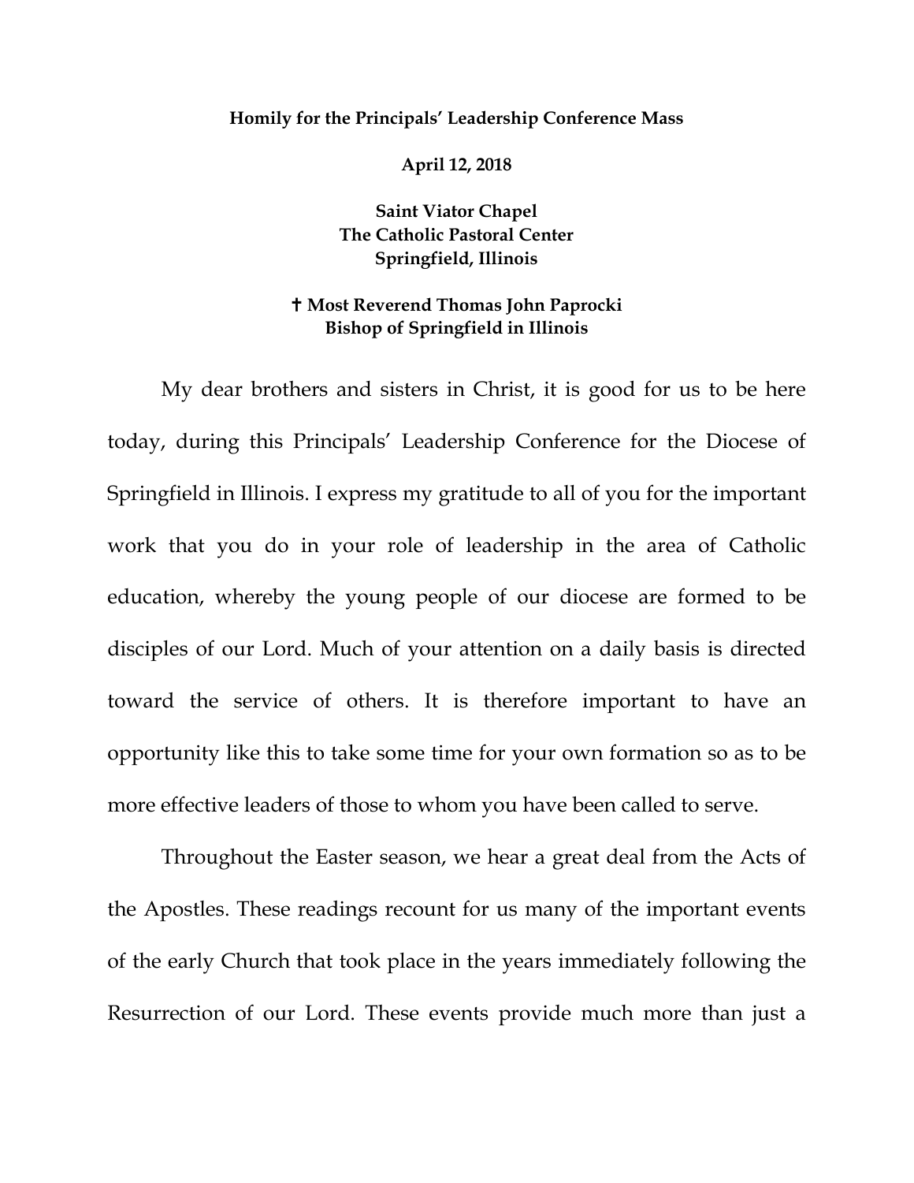**Homily for the Principals' Leadership Conference Mass**

**April 12, 2018**

**Saint Viator Chapel**
**The Catholic Pastoral Center**
**Springfield, Illinois**

**✝ Most Reverend Thomas John Paprocki**
**Bishop of Springfield in Illinois**

My dear brothers and sisters in Christ, it is good for us to be here today, during this Principals' Leadership Conference for the Diocese of Springfield in Illinois. I express my gratitude to all of you for the important work that you do in your role of leadership in the area of Catholic education, whereby the young people of our diocese are formed to be disciples of our Lord. Much of your attention on a daily basis is directed toward the service of others. It is therefore important to have an opportunity like this to take some time for your own formation so as to be more effective leaders of those to whom you have been called to serve.

Throughout the Easter season, we hear a great deal from the Acts of the Apostles. These readings recount for us many of the important events of the early Church that took place in the years immediately following the Resurrection of our Lord. These events provide much more than just a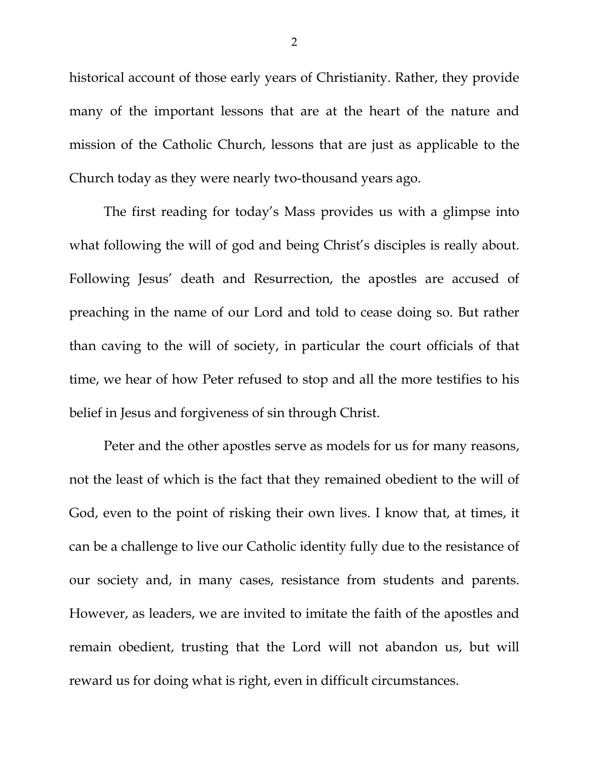historical account of those early years of Christianity. Rather, they provide many of the important lessons that are at the heart of the nature and mission of the Catholic Church, lessons that are just as applicable to the Church today as they were nearly two-thousand years ago.

The first reading for today's Mass provides us with a glimpse into what following the will of god and being Christ's disciples is really about. Following Jesus' death and Resurrection, the apostles are accused of preaching in the name of our Lord and told to cease doing so. But rather than caving to the will of society, in particular the court officials of that time, we hear of how Peter refused to stop and all the more testifies to his belief in Jesus and forgiveness of sin through Christ.

Peter and the other apostles serve as models for us for many reasons, not the least of which is the fact that they remained obedient to the will of God, even to the point of risking their own lives. I know that, at times, it can be a challenge to live our Catholic identity fully due to the resistance of our society and, in many cases, resistance from students and parents. However, as leaders, we are invited to imitate the faith of the apostles and remain obedient, trusting that the Lord will not abandon us, but will reward us for doing what is right, even in difficult circumstances.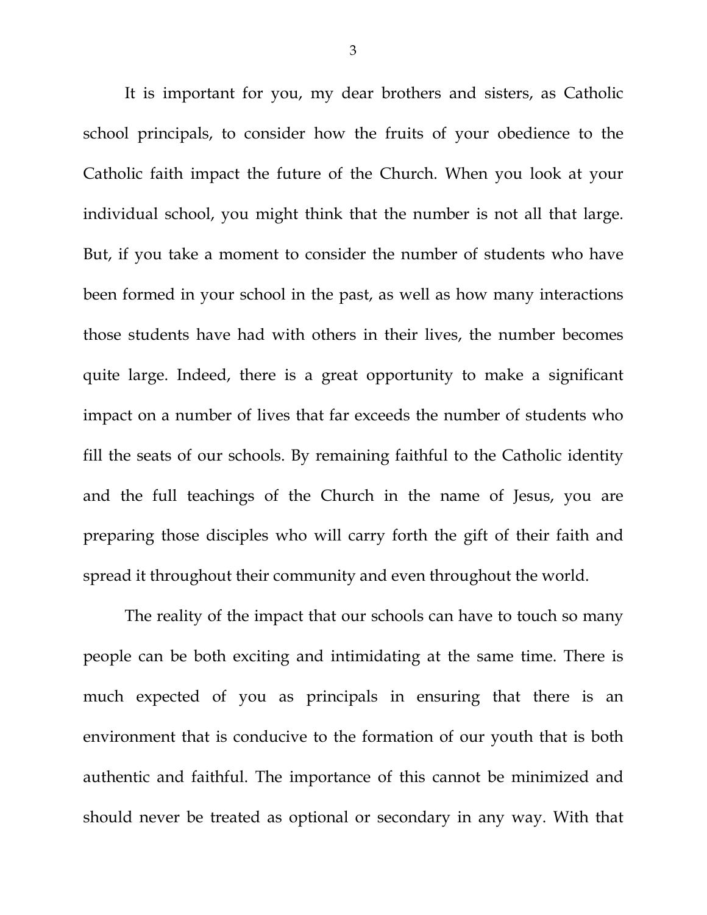It is important for you, my dear brothers and sisters, as Catholic school principals, to consider how the fruits of your obedience to the Catholic faith impact the future of the Church. When you look at your individual school, you might think that the number is not all that large. But, if you take a moment to consider the number of students who have been formed in your school in the past, as well as how many interactions those students have had with others in their lives, the number becomes quite large. Indeed, there is a great opportunity to make a significant impact on a number of lives that far exceeds the number of students who fill the seats of our schools. By remaining faithful to the Catholic identity and the full teachings of the Church in the name of Jesus, you are preparing those disciples who will carry forth the gift of their faith and spread it throughout their community and even throughout the world.

The reality of the impact that our schools can have to touch so many people can be both exciting and intimidating at the same time. There is much expected of you as principals in ensuring that there is an environment that is conducive to the formation of our youth that is both authentic and faithful. The importance of this cannot be minimized and should never be treated as optional or secondary in any way. With that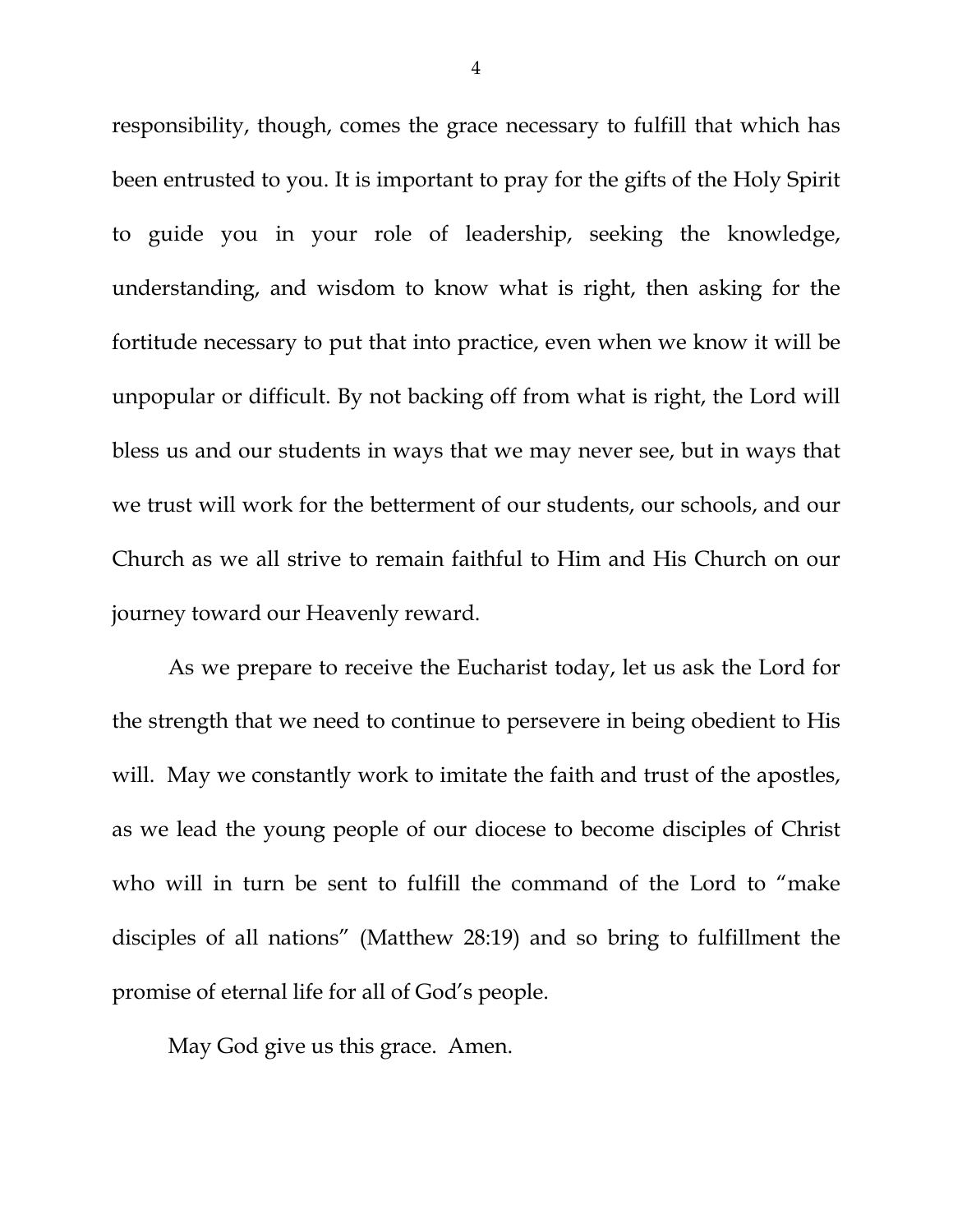responsibility, though, comes the grace necessary to fulfill that which has been entrusted to you. It is important to pray for the gifts of the Holy Spirit to guide you in your role of leadership, seeking the knowledge, understanding, and wisdom to know what is right, then asking for the fortitude necessary to put that into practice, even when we know it will be unpopular or difficult. By not backing off from what is right, the Lord will bless us and our students in ways that we may never see, but in ways that we trust will work for the betterment of our students, our schools, and our Church as we all strive to remain faithful to Him and His Church on our journey toward our Heavenly reward.

As we prepare to receive the Eucharist today, let us ask the Lord for the strength that we need to continue to persevere in being obedient to His will. May we constantly work to imitate the faith and trust of the apostles, as we lead the young people of our diocese to become disciples of Christ who will in turn be sent to fulfill the command of the Lord to "make disciples of all nations" (Matthew 28:19) and so bring to fulfillment the promise of eternal life for all of God's people.

May God give us this grace. Amen.